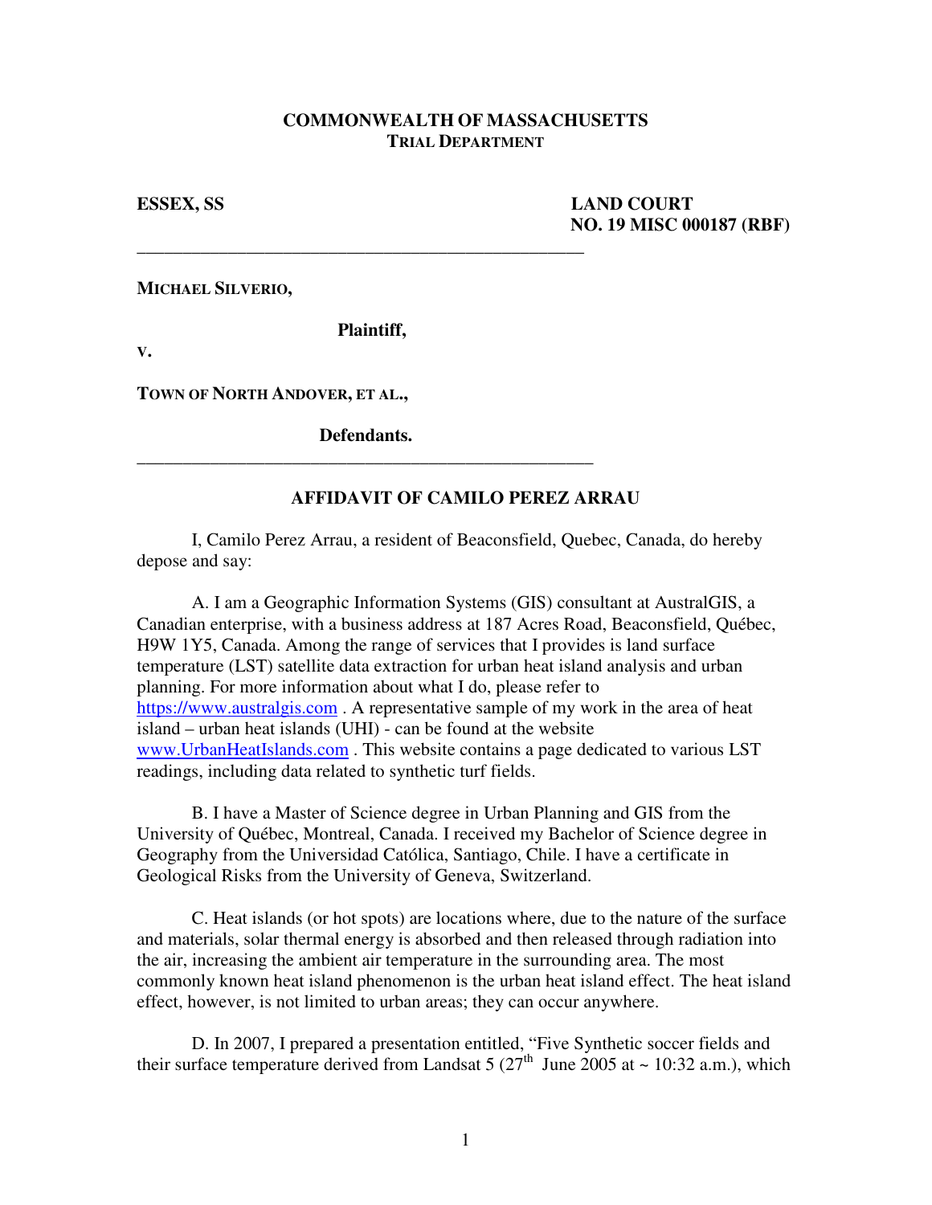**COMMONWEALTH OF MASSACHUSETTS**
**TRIAL DEPARTMENT**

**ESSEX, SS** **LAND COURT**
**NO. 19 MISC 000187 (RBF)**

---

**MICHAEL SILVERIO,**

**Plaintiff,**

**v.**

**TOWN OF NORTH ANDOVER, ET AL.,**

**Defendants.**

---

**AFFIDAVIT OF CAMILO PEREZ ARRAU**

I, Camilo Perez Arrau, a resident of Beaconsfield, Quebec, Canada, do hereby depose and say:

A. I am a Geographic Information Systems (GIS) consultant at AustralGIS, a Canadian enterprise, with a business address at 187 Acres Road, Beaconsfield, Québec, H9W 1Y5, Canada. Among the range of services that I provides is land surface temperature (LST) satellite data extraction for urban heat island analysis and urban planning. For more information about what I do, please refer to https://www.australgis.com . A representative sample of my work in the area of heat island – urban heat islands (UHI) - can be found at the website www.UrbanHeatIslands.com . This website contains a page dedicated to various LST readings, including data related to synthetic turf fields.

B. I have a Master of Science degree in Urban Planning and GIS from the University of Québec, Montreal, Canada. I received my Bachelor of Science degree in Geography from the Universidad Católica, Santiago, Chile. I have a certificate in Geological Risks from the University of Geneva, Switzerland.

C. Heat islands (or hot spots) are locations where, due to the nature of the surface and materials, solar thermal energy is absorbed and then released through radiation into the air, increasing the ambient air temperature in the surrounding area. The most commonly known heat island phenomenon is the urban heat island effect. The heat island effect, however, is not limited to urban areas; they can occur anywhere.

D. In 2007, I prepared a presentation entitled, "Five Synthetic soccer fields and their surface temperature derived from Landsat 5 (27th June 2005 at ~ 10:32 a.m.), which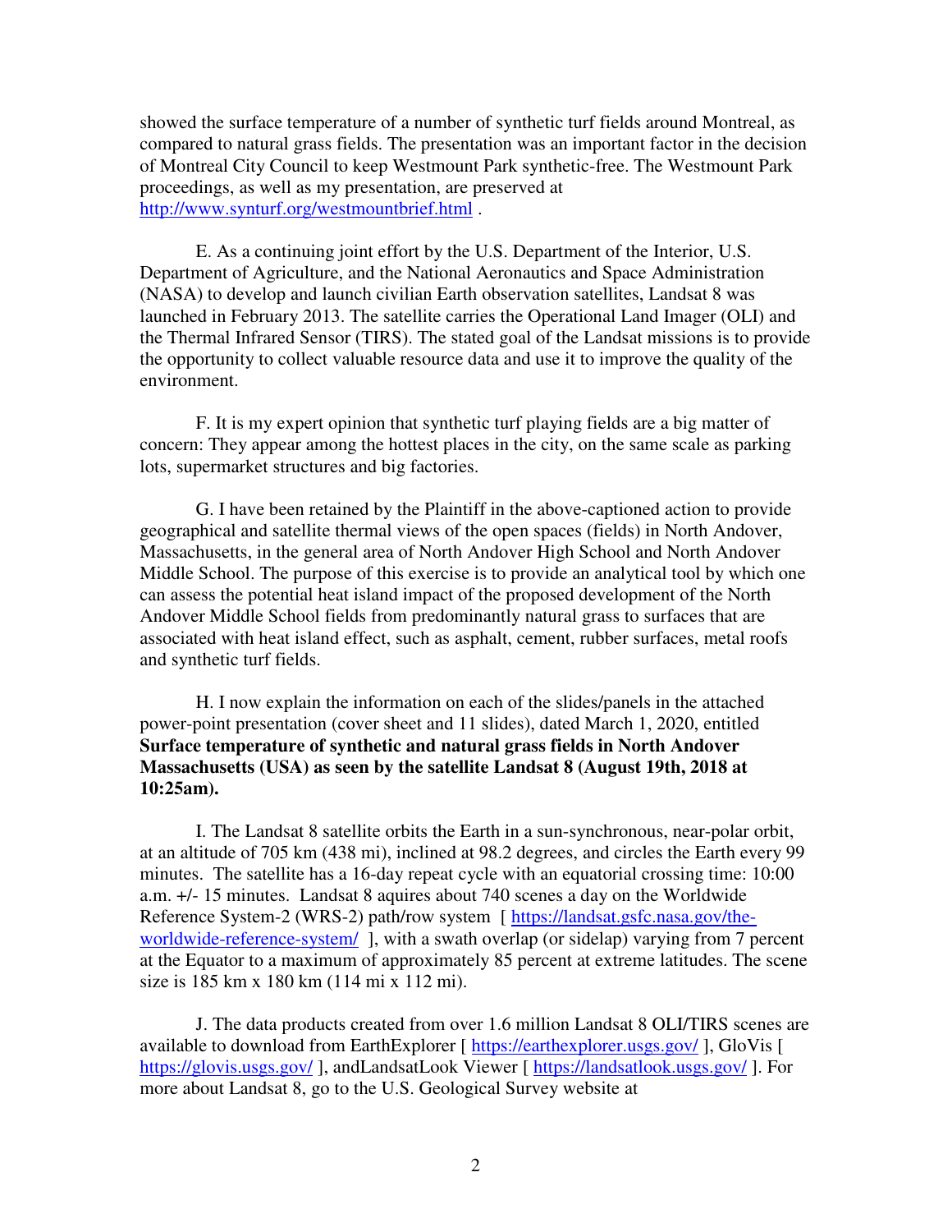showed the surface temperature of a number of synthetic turf fields around Montreal, as compared to natural grass fields. The presentation was an important factor in the decision of Montreal City Council to keep Westmount Park synthetic-free. The Westmount Park proceedings, as well as my presentation, are preserved at http://www.synturf.org/westmountbrief.html .

E. As a continuing joint effort by the U.S. Department of the Interior, U.S. Department of Agriculture, and the National Aeronautics and Space Administration (NASA) to develop and launch civilian Earth observation satellites, Landsat 8 was launched in February 2013. The satellite carries the Operational Land Imager (OLI) and the Thermal Infrared Sensor (TIRS). The stated goal of the Landsat missions is to provide the opportunity to collect valuable resource data and use it to improve the quality of the environment.

F. It is my expert opinion that synthetic turf playing fields are a big matter of concern: They appear among the hottest places in the city, on the same scale as parking lots, supermarket structures and big factories.

G. I have been retained by the Plaintiff in the above-captioned action to provide geographical and satellite thermal views of the open spaces (fields) in North Andover, Massachusetts, in the general area of North Andover High School and North Andover Middle School. The purpose of this exercise is to provide an analytical tool by which one can assess the potential heat island impact of the proposed development of the North Andover Middle School fields from predominantly natural grass to surfaces that are associated with heat island effect, such as asphalt, cement, rubber surfaces, metal roofs and synthetic turf fields.

H. I now explain the information on each of the slides/panels in the attached power-point presentation (cover sheet and 11 slides), dated March 1, 2020, entitled **Surface temperature of synthetic and natural grass fields in North Andover Massachusetts (USA) as seen by the satellite Landsat 8 (August 19th, 2018 at 10:25am).**

I. The Landsat 8 satellite orbits the Earth in a sun-synchronous, near-polar orbit, at an altitude of 705 km (438 mi), inclined at 98.2 degrees, and circles the Earth every 99 minutes. The satellite has a 16-day repeat cycle with an equatorial crossing time: 10:00 a.m. +/- 15 minutes. Landsat 8 aquires about 740 scenes a day on the Worldwide Reference System-2 (WRS-2) path/row system [ https://landsat.gsfc.nasa.gov/the-worldwide-reference-system/ ], with a swath overlap (or sidelap) varying from 7 percent at the Equator to a maximum of approximately 85 percent at extreme latitudes. The scene size is 185 km x 180 km (114 mi x 112 mi).

J. The data products created from over 1.6 million Landsat 8 OLI/TIRS scenes are available to download from EarthExplorer [ https://earthexplorer.usgs.gov/ ], GloVis [ https://glovis.usgs.gov/ ], andLandsatLook Viewer [ https://landsatlook.usgs.gov/ ]. For more about Landsat 8, go to the U.S. Geological Survey website at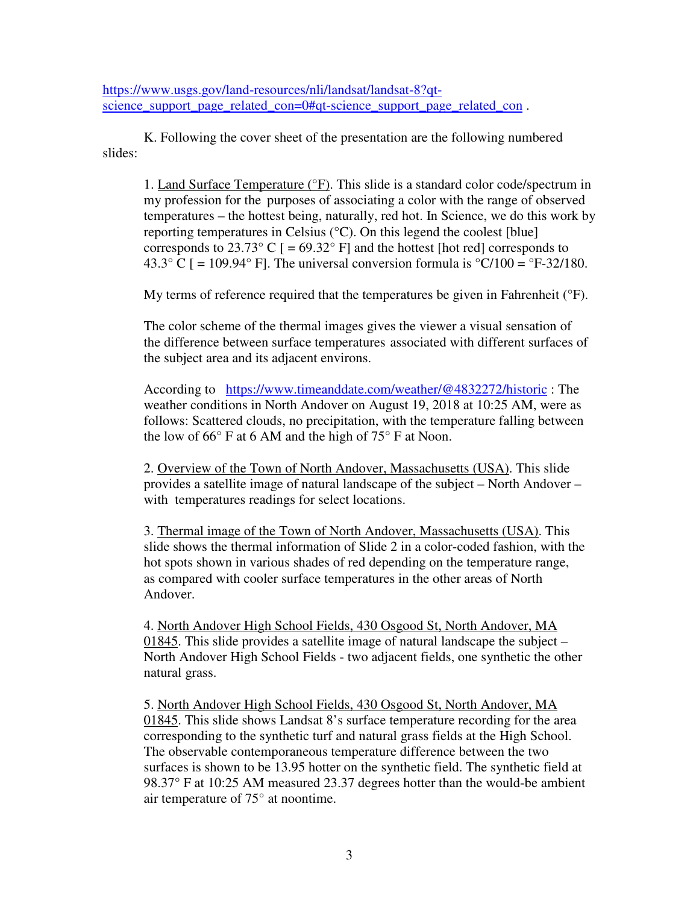https://www.usgs.gov/land-resources/nli/landsat/landsat-8?qt-science_support_page_related_con=0#qt-science_support_page_related_con .

K. Following the cover sheet of the presentation are the following numbered slides:

1. Land Surface Temperature (°F). This slide is a standard color code/spectrum in my profession for the purposes of associating a color with the range of observed temperatures – the hottest being, naturally, red hot. In Science, we do this work by reporting temperatures in Celsius (°C). On this legend the coolest [blue] corresponds to 23.73° C [ = 69.32° F] and the hottest [hot red] corresponds to 43.3° C [ = 109.94° F]. The universal conversion formula is °C/100 = °F-32/180.

   My terms of reference required that the temperatures be given in Fahrenheit (°F).

   The color scheme of the thermal images gives the viewer a visual sensation of the difference between surface temperatures associated with different surfaces of the subject area and its adjacent environs.

   According to https://www.timeanddate.com/weather/@4832272/historic : The weather conditions in North Andover on August 19, 2018 at 10:25 AM, were as follows: Scattered clouds, no precipitation, with the temperature falling between the low of 66° F at 6 AM and the high of 75° F at Noon.

2. Overview of the Town of North Andover, Massachusetts (USA). This slide provides a satellite image of natural landscape of the subject – North Andover – with temperatures readings for select locations.

3. Thermal image of the Town of North Andover, Massachusetts (USA). This slide shows the thermal information of Slide 2 in a color-coded fashion, with the hot spots shown in various shades of red depending on the temperature range, as compared with cooler surface temperatures in the other areas of North Andover.

4. North Andover High School Fields, 430 Osgood St, North Andover, MA 01845. This slide provides a satellite image of natural landscape the subject – North Andover High School Fields - two adjacent fields, one synthetic the other natural grass.

5. North Andover High School Fields, 430 Osgood St, North Andover, MA 01845. This slide shows Landsat 8's surface temperature recording for the area corresponding to the synthetic turf and natural grass fields at the High School. The observable contemporaneous temperature difference between the two surfaces is shown to be 13.95 hotter on the synthetic field. The synthetic field at 98.37° F at 10:25 AM measured 23.37 degrees hotter than the would-be ambient air temperature of 75° at noontime.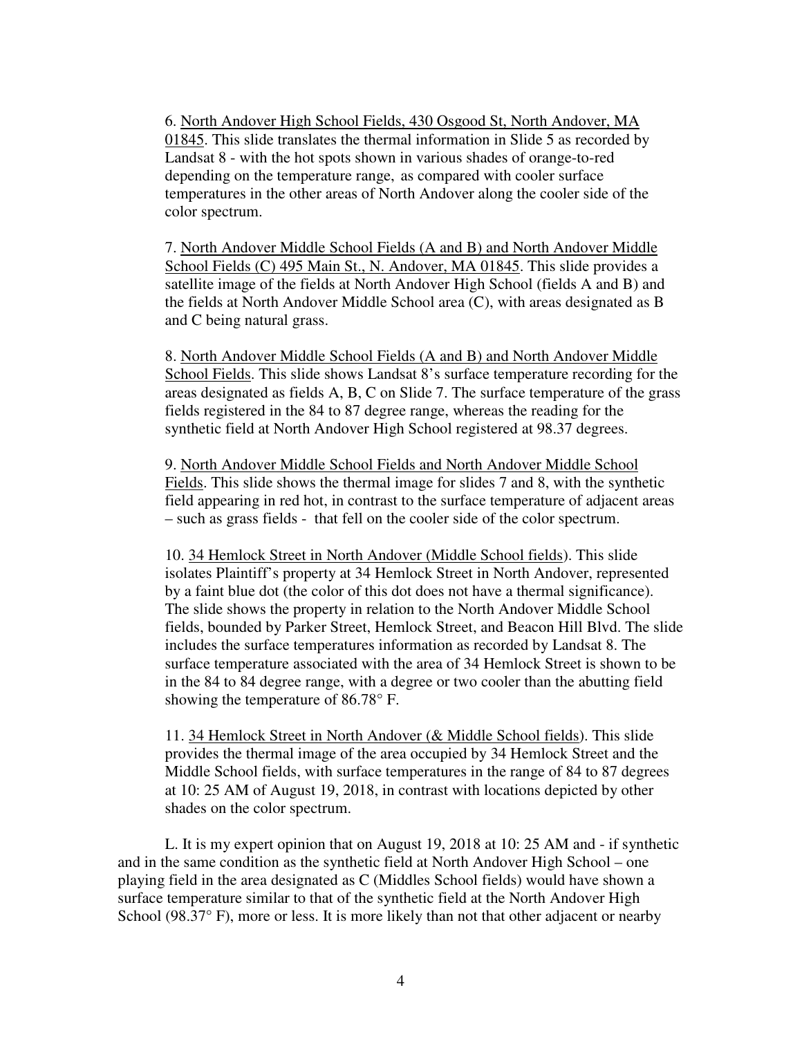6. <u>North Andover High School Fields, 430 Osgood St, North Andover, MA 01845</u>. This slide translates the thermal information in Slide 5 as recorded by Landsat 8 - with the hot spots shown in various shades of orange-to-red depending on the temperature range, as compared with cooler surface temperatures in the other areas of North Andover along the cooler side of the color spectrum.

7. <u>North Andover Middle School Fields (A and B) and North Andover Middle School Fields (C) 495 Main St., N. Andover, MA 01845</u>. This slide provides a satellite image of the fields at North Andover High School (fields A and B) and the fields at North Andover Middle School area (C), with areas designated as B and C being natural grass.

8. <u>North Andover Middle School Fields (A and B) and North Andover Middle School Fields</u>. This slide shows Landsat 8's surface temperature recording for the areas designated as fields A, B, C on Slide 7. The surface temperature of the grass fields registered in the 84 to 87 degree range, whereas the reading for the synthetic field at North Andover High School registered at 98.37 degrees.

9. <u>North Andover Middle School Fields and North Andover Middle School Fields</u>. This slide shows the thermal image for slides 7 and 8, with the synthetic field appearing in red hot, in contrast to the surface temperature of adjacent areas – such as grass fields - that fell on the cooler side of the color spectrum.

10. <u>34 Hemlock Street in North Andover (Middle School fields)</u>. This slide isolates Plaintiff's property at 34 Hemlock Street in North Andover, represented by a faint blue dot (the color of this dot does not have a thermal significance). The slide shows the property in relation to the North Andover Middle School fields, bounded by Parker Street, Hemlock Street, and Beacon Hill Blvd. The slide includes the surface temperatures information as recorded by Landsat 8. The surface temperature associated with the area of 34 Hemlock Street is shown to be in the 84 to 84 degree range, with a degree or two cooler than the abutting field showing the temperature of 86.78° F.

11. <u>34 Hemlock Street in North Andover (& Middle School fields)</u>. This slide provides the thermal image of the area occupied by 34 Hemlock Street and the Middle School fields, with surface temperatures in the range of 84 to 87 degrees at 10: 25 AM of August 19, 2018, in contrast with locations depicted by other shades on the color spectrum.

L. It is my expert opinion that on August 19, 2018 at 10: 25 AM and - if synthetic and in the same condition as the synthetic field at North Andover High School – one playing field in the area designated as C (Middles School fields) would have shown a surface temperature similar to that of the synthetic field at the North Andover High School (98.37° F), more or less. It is more likely than not that other adjacent or nearby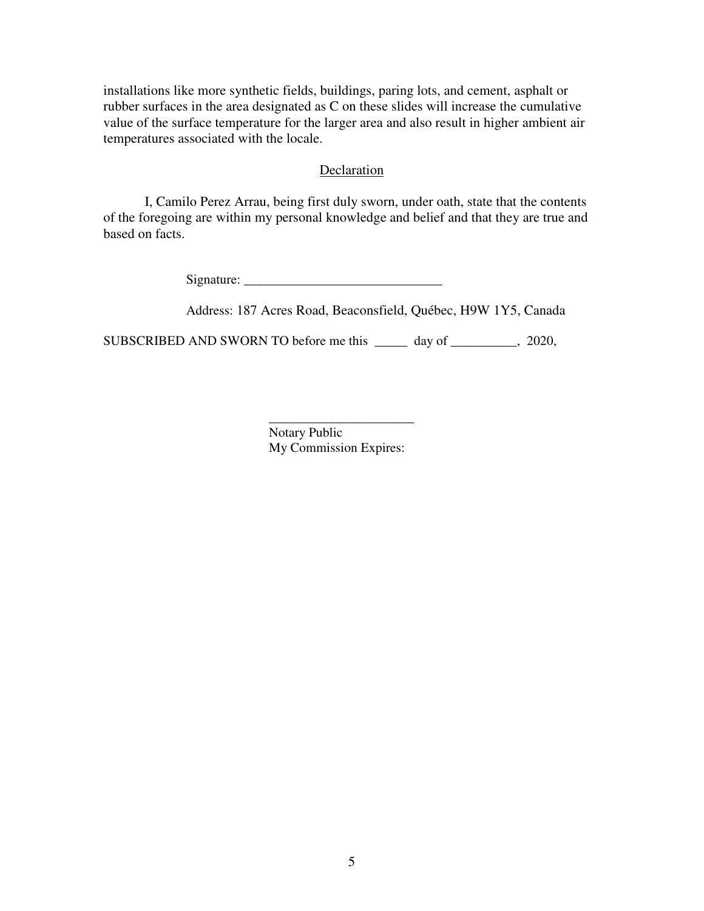installations like more synthetic fields, buildings, paring lots, and cement, asphalt or rubber surfaces in the area designated as C on these slides will increase the cumulative value of the surface temperature for the larger area and also result in higher ambient air temperatures associated with the locale.

## Declaration

I, Camilo Perez Arrau, being first duly sworn, under oath, state that the contents of the foregoing are within my personal knowledge and belief and that they are true and based on facts.

Signature: ______________________________

Address: 187 Acres Road, Beaconsfield, Québec, H9W 1Y5, Canada

SUBSCRIBED AND SWORN TO before me this _____ day of __________, 2020,

______________________

Notary Public

My Commission Expires: